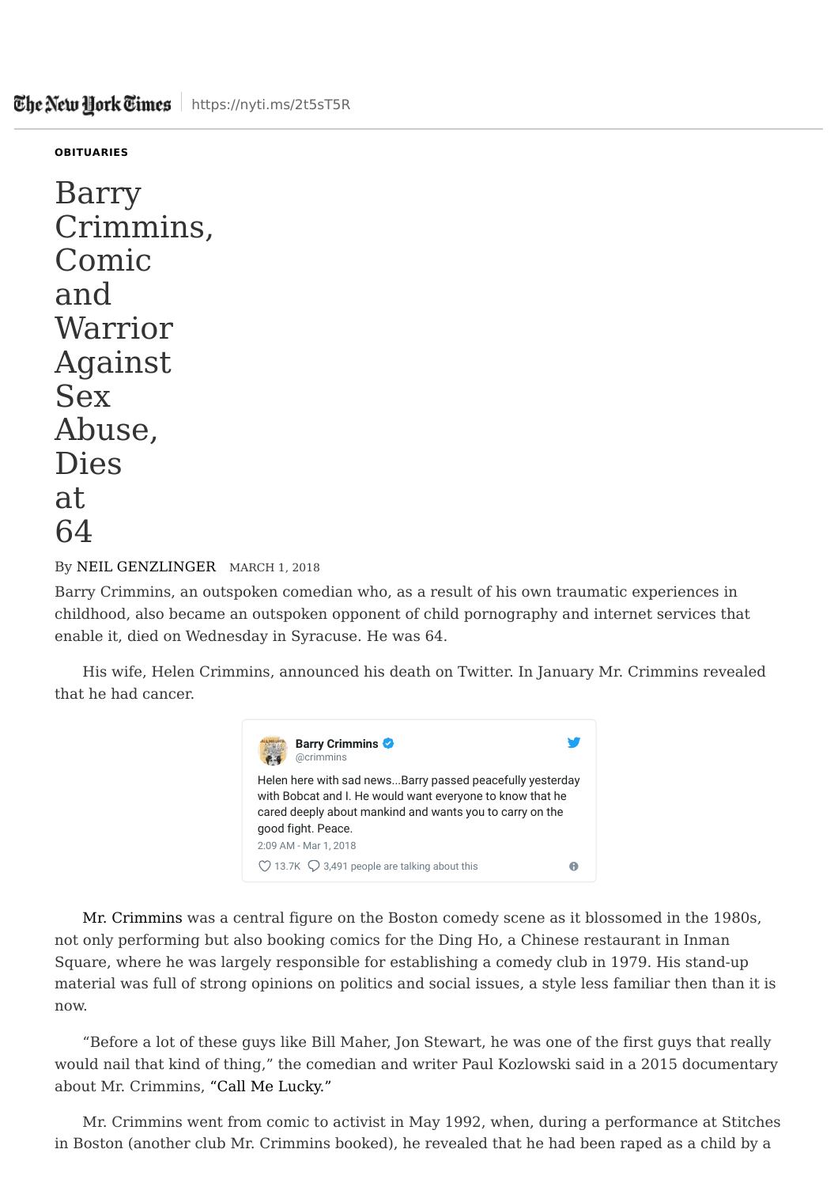The New York Times | https://nyti.ms/2t5sT5R

OBITUARIES

# Barry Crimmins, Comic and Warrior Against Sex Abuse, Dies at 64

By NEIL GENZLINGER MARCH 1, 2018

Barry Crimmins, an outspoken comedian who, as a result of his own traumatic experiences in childhood, also became an outspoken opponent of child pornography and internet services that enable it, died on Wednesday in Syracuse. He was 64.

His wife, Helen Crimmins, announced his death on Twitter. In January Mr. Crimmins revealed that he had cancer.

> **Barry Crimmins** @crimmins
>
> Helen here with sad news...Barry passed peacefully yesterday with Bobcat and I. He would want everyone to know that he cared deeply about mankind and wants you to carry on the good fight. Peace.
>
> 2:09 AM - Mar 1, 2018
>
> 13.7K 3,491 people are talking about this

Mr. Crimmins was a central figure on the Boston comedy scene as it blossomed in the 1980s, not only performing but also booking comics for the Ding Ho, a Chinese restaurant in Inman Square, where he was largely responsible for establishing a comedy club in 1979. His stand-up material was full of strong opinions on politics and social issues, a style less familiar then than it is now.

"Before a lot of these guys like Bill Maher, Jon Stewart, he was one of the first guys that really would nail that kind of thing," the comedian and writer Paul Kozlowski said in a 2015 documentary about Mr. Crimmins, "Call Me Lucky."

Mr. Crimmins went from comic to activist in May 1992, when, during a performance at Stitches in Boston (another club Mr. Crimmins booked), he revealed that he had been raped as a child by a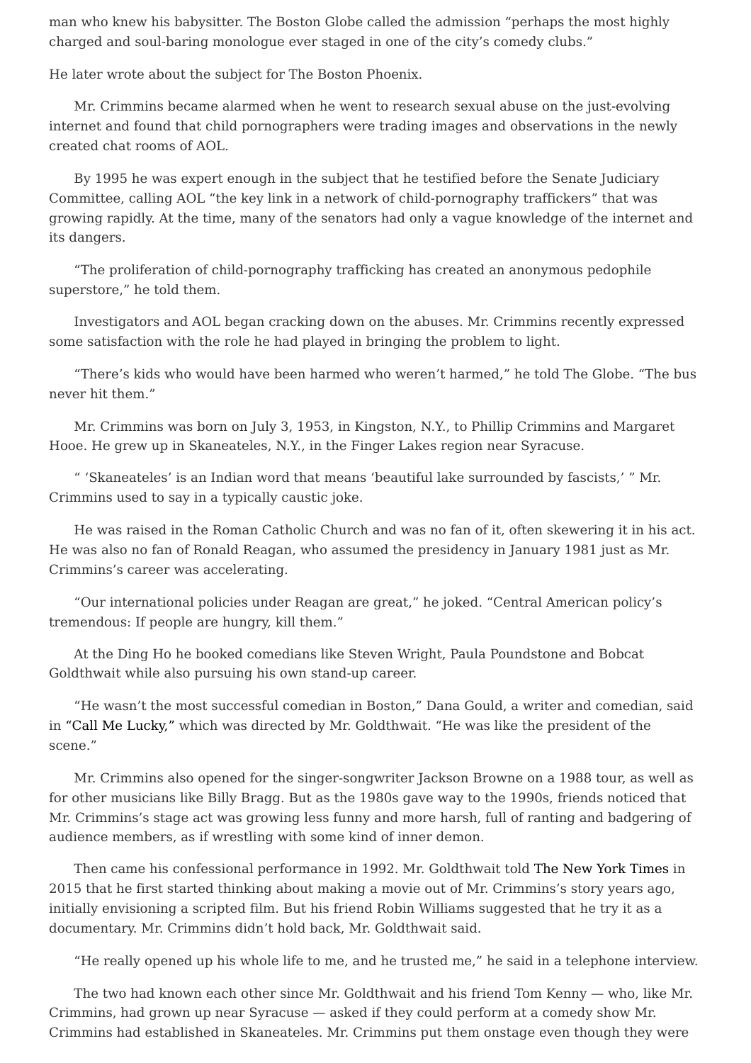man who knew his babysitter. The Boston Globe called the admission "perhaps the most highly charged and soul-baring monologue ever staged in one of the city's comedy clubs."

He later wrote about the subject for The Boston Phoenix.

Mr. Crimmins became alarmed when he went to research sexual abuse on the just-evolving internet and found that child pornographers were trading images and observations in the newly created chat rooms of AOL.

By 1995 he was expert enough in the subject that he testified before the Senate Judiciary Committee, calling AOL "the key link in a network of child-pornography traffickers" that was growing rapidly. At the time, many of the senators had only a vague knowledge of the internet and its dangers.

"The proliferation of child-pornography trafficking has created an anonymous pedophile superstore," he told them.

Investigators and AOL began cracking down on the abuses. Mr. Crimmins recently expressed some satisfaction with the role he had played in bringing the problem to light.

"There's kids who would have been harmed who weren't harmed," he told The Globe. "The bus never hit them."

Mr. Crimmins was born on July 3, 1953, in Kingston, N.Y., to Phillip Crimmins and Margaret Hooe. He grew up in Skaneateles, N.Y., in the Finger Lakes region near Syracuse.

" 'Skaneateles' is an Indian word that means 'beautiful lake surrounded by fascists,' " Mr. Crimmins used to say in a typically caustic joke.

He was raised in the Roman Catholic Church and was no fan of it, often skewering it in his act. He was also no fan of Ronald Reagan, who assumed the presidency in January 1981 just as Mr. Crimmins's career was accelerating.

"Our international policies under Reagan are great," he joked. "Central American policy's tremendous: If people are hungry, kill them."

At the Ding Ho he booked comedians like Steven Wright, Paula Poundstone and Bobcat Goldthwait while also pursuing his own stand-up career.

"He wasn't the most successful comedian in Boston," Dana Gould, a writer and comedian, said in "Call Me Lucky," which was directed by Mr. Goldthwait. "He was like the president of the scene."

Mr. Crimmins also opened for the singer-songwriter Jackson Browne on a 1988 tour, as well as for other musicians like Billy Bragg. But as the 1980s gave way to the 1990s, friends noticed that Mr. Crimmins's stage act was growing less funny and more harsh, full of ranting and badgering of audience members, as if wrestling with some kind of inner demon.

Then came his confessional performance in 1992. Mr. Goldthwait told The New York Times in 2015 that he first started thinking about making a movie out of Mr. Crimmins's story years ago, initially envisioning a scripted film. But his friend Robin Williams suggested that he try it as a documentary. Mr. Crimmins didn't hold back, Mr. Goldthwait said.

"He really opened up his whole life to me, and he trusted me," he said in a telephone interview.

The two had known each other since Mr. Goldthwait and his friend Tom Kenny — who, like Mr. Crimmins, had grown up near Syracuse — asked if they could perform at a comedy show Mr. Crimmins had established in Skaneateles. Mr. Crimmins put them onstage even though they were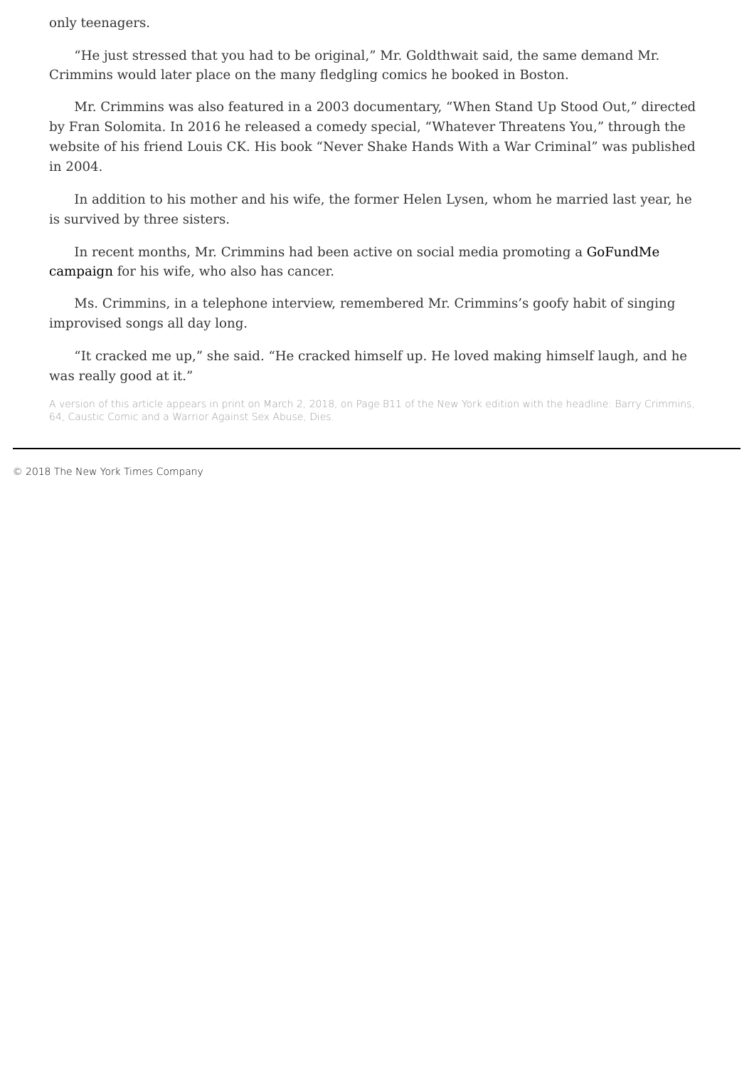only teenagers.

"He just stressed that you had to be original," Mr. Goldthwait said, the same demand Mr. Crimmins would later place on the many fledgling comics he booked in Boston.

Mr. Crimmins was also featured in a 2003 documentary, "When Stand Up Stood Out," directed by Fran Solomita. In 2016 he released a comedy special, "Whatever Threatens You," through the website of his friend Louis CK. His book "Never Shake Hands With a War Criminal" was published in 2004.

In addition to his mother and his wife, the former Helen Lysen, whom he married last year, he is survived by three sisters.

In recent months, Mr. Crimmins had been active on social media promoting a GoFundMe campaign for his wife, who also has cancer.

Ms. Crimmins, in a telephone interview, remembered Mr. Crimmins's goofy habit of singing improvised songs all day long.

"It cracked me up," she said. "He cracked himself up. He loved making himself laugh, and he was really good at it."

A version of this article appears in print on March 2, 2018, on Page B11 of the New York edition with the headline: Barry Crimmins, 64, Caustic Comic and a Warrior Against Sex Abuse, Dies.

© 2018 The New York Times Company